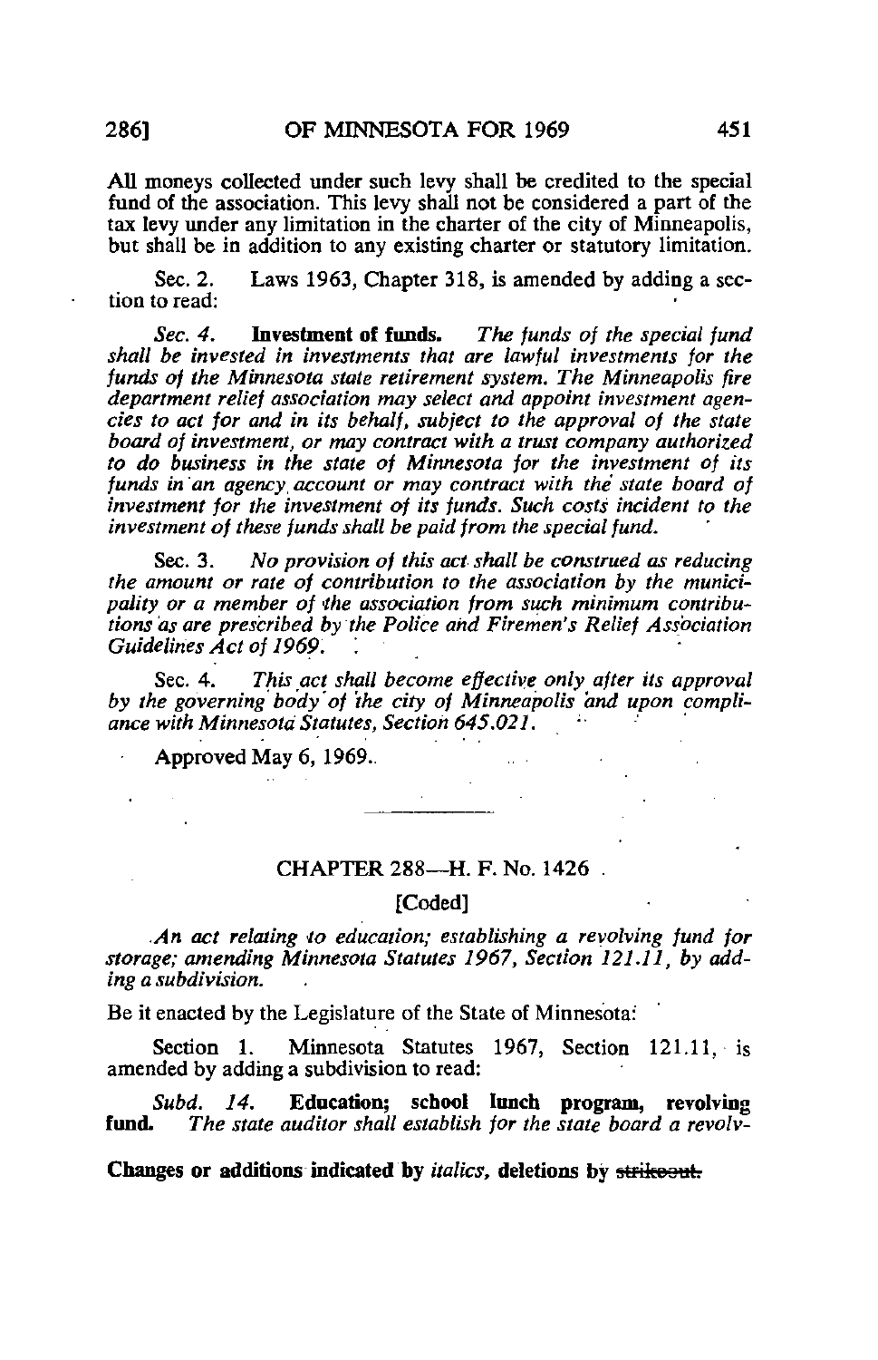All moneys collected under such levy shall be credited to the special fund of the association. This levy shall not be considered a part of the tax levy under any limitation in the charter of the city of Minneapolis, but shall be in addition to any existing charter or statutory limitation.

Sec. 2. Laws 1963, Chapter 318, is amended by adding a section to read:

*Sec. 4.* **Investment of funds.** *The funds of the special fund shall be invested in investments that are lawful investments for the funds of the Minnesota state retirement system. The Minneapolis fire department relief association may select and appoint investment agencies to act for and in its behalf, subject to the approval of the state board of investment, or may contract with a trust company authorized to do business in the state of Minnesota for the investment of its funds in an agency account or may contract with the state board of investment for the investment of its funds. Such costs incident to the investment of these funds shall be paid from the special fund.*

Sec. 3. *No provision of this act shall be construed as reducing the amount or rate of contribution to the association by the municipality or a member of the association from such minimum contributions as are prescribed by the Police and Firemen's Relief Association Guidelines Act of 1969.*

Sec. 4. *This act shall become effective only after its approval by the governing body of the city of Minneapolis and upon compliance with Minnesota Statutes, Section 645.021.*

Approved May 6, 1969.

---

## CHAPTER 288—H. F. No. 1426

[Coded]

*An act relating to education; establishing a revolving fund for storage; amending Minnesota Statutes 1967, Section 121.11, by adding a subdivision.*

Be it enacted by the Legislature of the State of Minnesota:

Section 1. Minnesota Statutes 1967, Section 121.11, is amended by adding a subdivision to read:

*Subd. 14.* **Education; school lunch program, revolving fund.** *The state auditor shall establish for the state board a revolv-*

**Changes or additions indicated by** *italics*, **deletions by** ~~strikeout~~.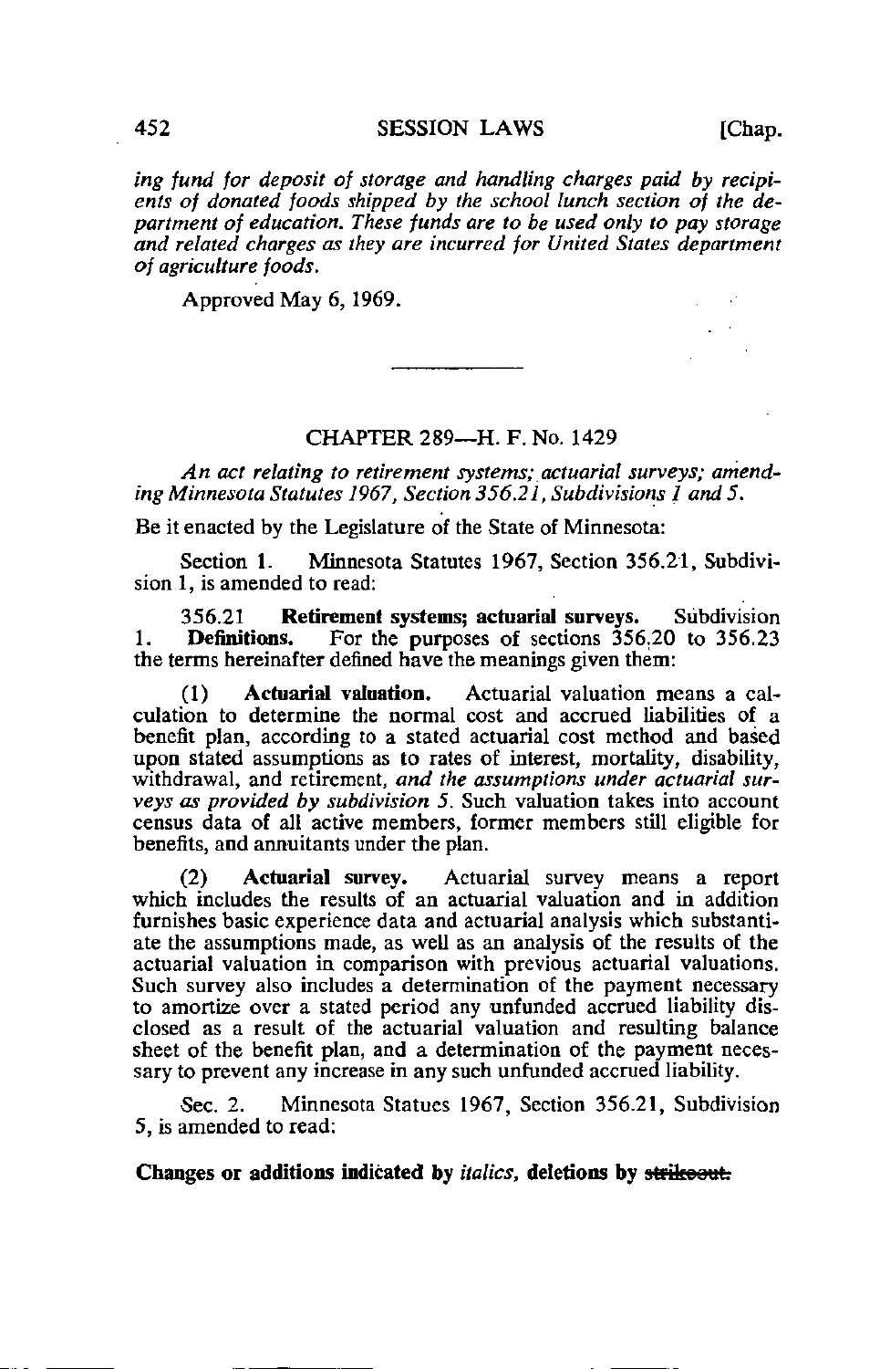*ing fund for deposit of storage and handling charges paid by recipients of donated foods shipped by the school lunch section of the department of education. These funds are to be used only to pay storage and related charges as they are incurred for United States department of agriculture foods.*

Approved May 6, 1969.

---

## CHAPTER 289—H. F. No. 1429

*An act relating to retirement systems; actuarial surveys; amending Minnesota Statutes 1967, Section 356.21, Subdivisions 1 and 5.*

Be it enacted by the Legislature of the State of Minnesota:

Section 1. Minnesota Statutes 1967, Section 356.21, Subdivision 1, is amended to read:

356.21 **Retirement systems; actuarial surveys.** Subdivision 1. **Definitions.** For the purposes of sections 356.20 to 356.23 the terms hereinafter defined have the meanings given them:

(1) **Actuarial valuation.** Actuarial valuation means a calculation to determine the normal cost and accrued liabilities of a benefit plan, according to a stated actuarial cost method and based upon stated assumptions as to rates of interest, mortality, disability, withdrawal, and retirement, *and the assumptions under actuarial surveys as provided by subdivision 5*. Such valuation takes into account census data of all active members, former members still eligible for benefits, and annuitants under the plan.

(2) **Actuarial survey.** Actuarial survey means a report which includes the results of an actuarial valuation and in addition furnishes basic experience data and actuarial analysis which substantiate the assumptions made, as well as an analysis of the results of the actuarial valuation in comparison with previous actuarial valuations. Such survey also includes a determination of the payment necessary to amortize over a stated period any unfunded accrued liability disclosed as a result of the actuarial valuation and resulting balance sheet of the benefit plan, and a determination of the payment necessary to prevent any increase in any such unfunded accrued liability.

Sec. 2. Minnesota Statues 1967, Section 356.21, Subdivision 5, is amended to read:

**Changes or additions indicated by *italics*, deletions by ~~strikeout.~~**